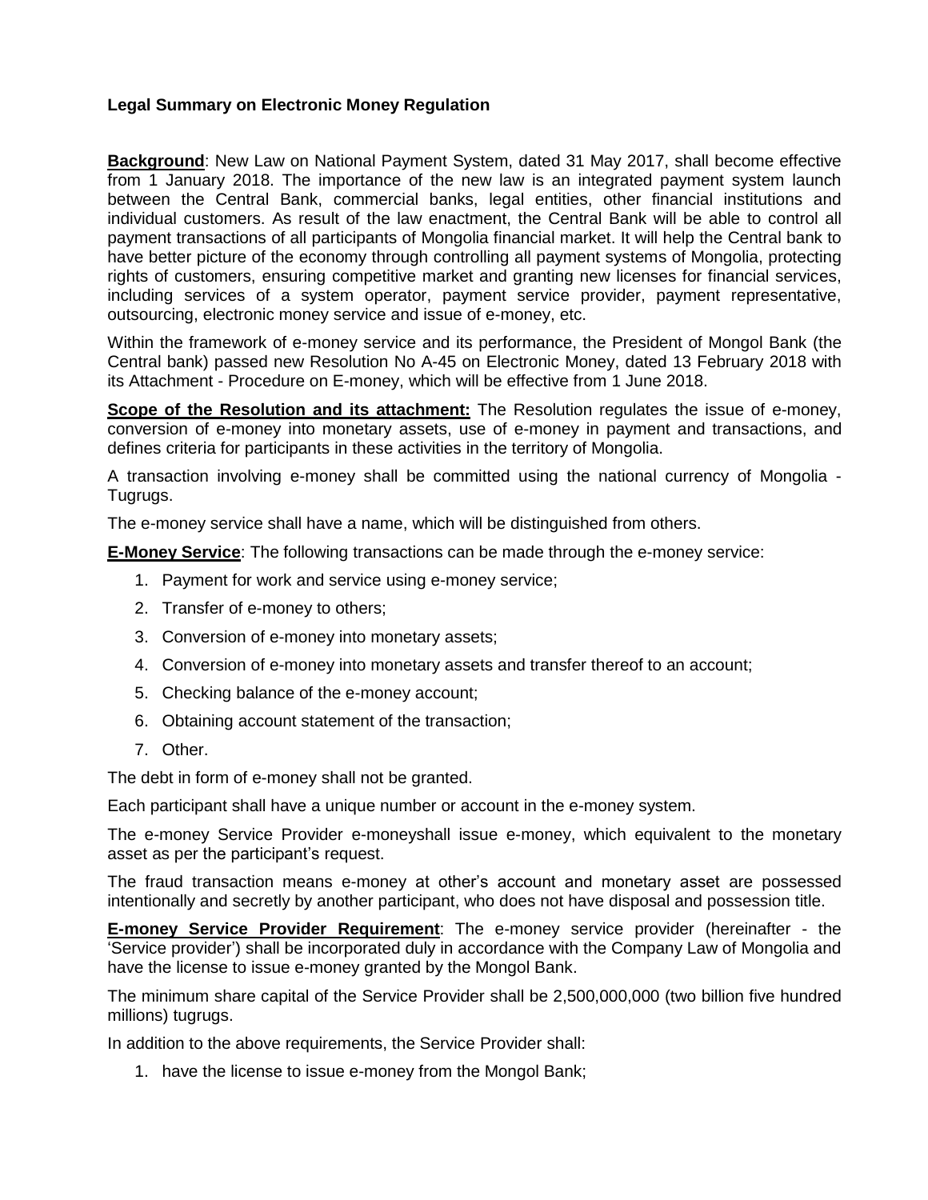**Legal Summary on Electronic Money Regulation**

**Background**: New Law on National Payment System, dated 31 May 2017, shall become effective from 1 January 2018. The importance of the new law is an integrated payment system launch between the Central Bank, commercial banks, legal entities, other financial institutions and individual customers. As result of the law enactment, the Central Bank will be able to control all payment transactions of all participants of Mongolia financial market. It will help the Central bank to have better picture of the economy through controlling all payment systems of Mongolia, protecting rights of customers, ensuring competitive market and granting new licenses for financial services, including services of a system operator, payment service provider, payment representative, outsourcing, electronic money service and issue of e-money, etc.

Within the framework of e-money service and its performance, the President of Mongol Bank (the Central bank) passed new Resolution No A-45 on Electronic Money, dated 13 February 2018 with its Attachment - Procedure on E-money, which will be effective from 1 June 2018.

**Scope of the Resolution and its attachment:** The Resolution regulates the issue of e-money, conversion of e-money into monetary assets, use of e-money in payment and transactions, and defines criteria for participants in these activities in the territory of Mongolia.

A transaction involving e-money shall be committed using the national currency of Mongolia - Tugrugs.

The e-money service shall have a name, which will be distinguished from others.

**E-Money Service**: The following transactions can be made through the e-money service:

1. Payment for work and service using e-money service;
2. Transfer of e-money to others;
3. Conversion of e-money into monetary assets;
4. Conversion of e-money into monetary assets and transfer thereof to an account;
5. Checking balance of the e-money account;
6. Obtaining account statement of the transaction;
7. Other.

The debt in form of e-money shall not be granted.

Each participant shall have a unique number or account in the e-money system.

The e-money Service Provider e-moneyshall issue e-money, which equivalent to the monetary asset as per the participant's request.

The fraud transaction means e-money at other's account and monetary asset are possessed intentionally and secretly by another participant, who does not have disposal and possession title.

**E-money Service Provider Requirement**: The e-money service provider (hereinafter - the 'Service provider') shall be incorporated duly in accordance with the Company Law of Mongolia and have the license to issue e-money granted by the Mongol Bank.

The minimum share capital of the Service Provider shall be 2,500,000,000 (two billion five hundred millions) tugrugs.

In addition to the above requirements, the Service Provider shall:

1. have the license to issue e-money from the Mongol Bank;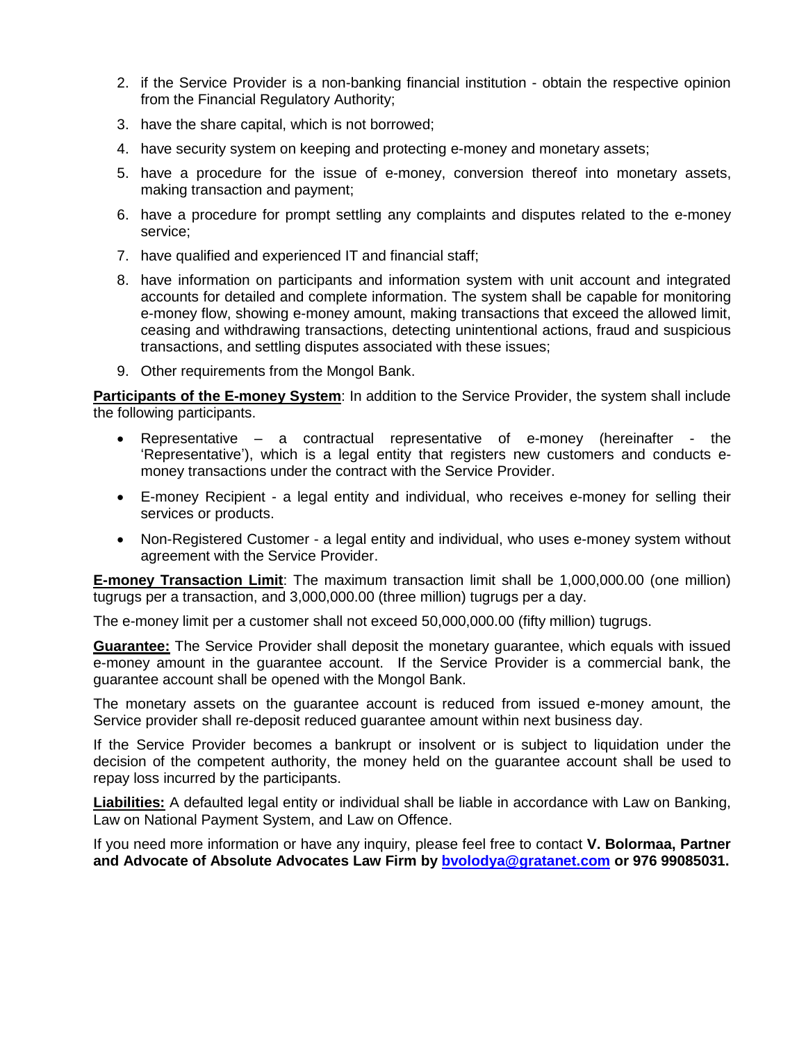2. if the Service Provider is a non-banking financial institution - obtain the respective opinion from the Financial Regulatory Authority;
3. have the share capital, which is not borrowed;
4. have security system on keeping and protecting e-money and monetary assets;
5. have a procedure for the issue of e-money, conversion thereof into monetary assets, making transaction and payment;
6. have a procedure for prompt settling any complaints and disputes related to the e-money service;
7. have qualified and experienced IT and financial staff;
8. have information on participants and information system with unit account and integrated accounts for detailed and complete information. The system shall be capable for monitoring e-money flow, showing e-money amount, making transactions that exceed the allowed limit, ceasing and withdrawing transactions, detecting unintentional actions, fraud and suspicious transactions, and settling disputes associated with these issues;
9. Other requirements from the Mongol Bank.

**Participants of the E-money System**: In addition to the Service Provider, the system shall include the following participants.

- Representative – a contractual representative of e-money (hereinafter - the 'Representative'), which is a legal entity that registers new customers and conducts e-money transactions under the contract with the Service Provider.
- E-money Recipient - a legal entity and individual, who receives e-money for selling their services or products.
- Non-Registered Customer - a legal entity and individual, who uses e-money system without agreement with the Service Provider.

**E-money Transaction Limit**: The maximum transaction limit shall be 1,000,000.00 (one million) tugrugs per a transaction, and 3,000,000.00 (three million) tugrugs per a day.

The e-money limit per a customer shall not exceed 50,000,000.00 (fifty million) tugrugs.

**Guarantee:** The Service Provider shall deposit the monetary guarantee, which equals with issued e-money amount in the guarantee account. If the Service Provider is a commercial bank, the guarantee account shall be opened with the Mongol Bank.

The monetary assets on the guarantee account is reduced from issued e-money amount, the Service provider shall re-deposit reduced guarantee amount within next business day.

If the Service Provider becomes a bankrupt or insolvent or is subject to liquidation under the decision of the competent authority, the money held on the guarantee account shall be used to repay loss incurred by the participants.

**Liabilities:** A defaulted legal entity or individual shall be liable in accordance with Law on Banking, Law on National Payment System, and Law on Offence.

If you need more information or have any inquiry, please feel free to contact **V. Bolormaa, Partner and Advocate of Absolute Advocates Law Firm by [bvolodya@gratanet.com](mailto:bvolodya@gratanet.com) or 976 99085031.**